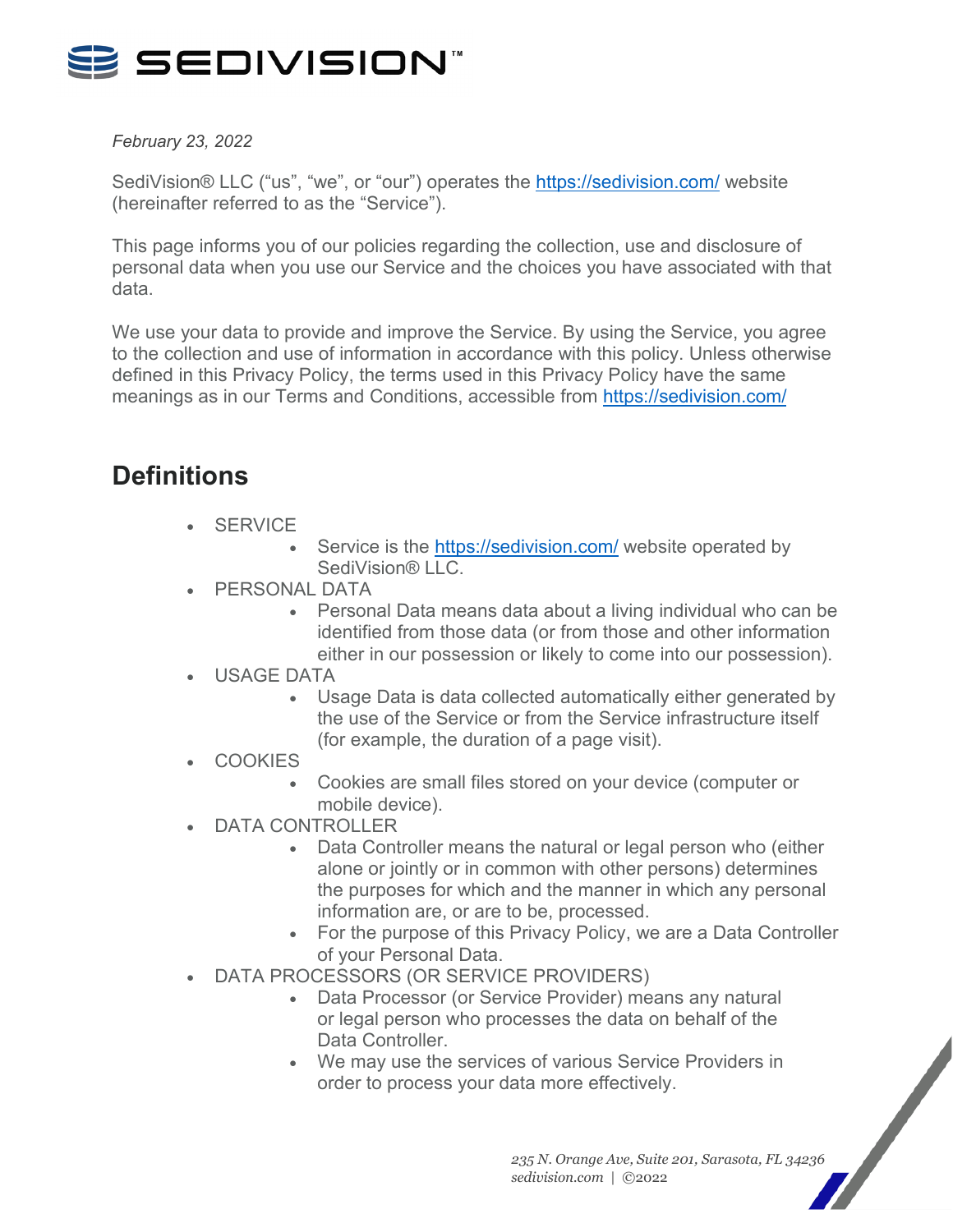*February 23, 2022*

SediVision® LLC ("us", "we", or "our") operates the https://sedivision.com/ website (hereinafter referred to as the "Service").

This page informs you of our policies regarding the collection, use and disclosure of personal data when you use our Service and the choices you have associated with that data.

We use your data to provide and improve the Service. By using the Service, you agree to the collection and use of information in accordance with this policy. Unless otherwise defined in this Privacy Policy, the terms used in this Privacy Policy have the same meanings as in our Terms and Conditions, accessible from https://sedivision.com/

## Definitions

- SERVICE
    - Service is the https://sedivision.com/ website operated by SediVision® LLC.
- PERSONAL DATA
    - Personal Data means data about a living individual who can be identified from those data (or from those and other information either in our possession or likely to come into our possession).
- USAGE DATA
    - Usage Data is data collected automatically either generated by the use of the Service or from the Service infrastructure itself (for example, the duration of a page visit).
- COOKIES
    - Cookies are small files stored on your device (computer or mobile device).
- DATA CONTROLLER
    - Data Controller means the natural or legal person who (either alone or jointly or in common with other persons) determines the purposes for which and the manner in which any personal information are, or are to be, processed.
    - For the purpose of this Privacy Policy, we are a Data Controller of your Personal Data.
- DATA PROCESSORS (OR SERVICE PROVIDERS)
    - Data Processor (or Service Provider) means any natural or legal person who processes the data on behalf of the Data Controller.
    - We may use the services of various Service Providers in order to process your data more effectively.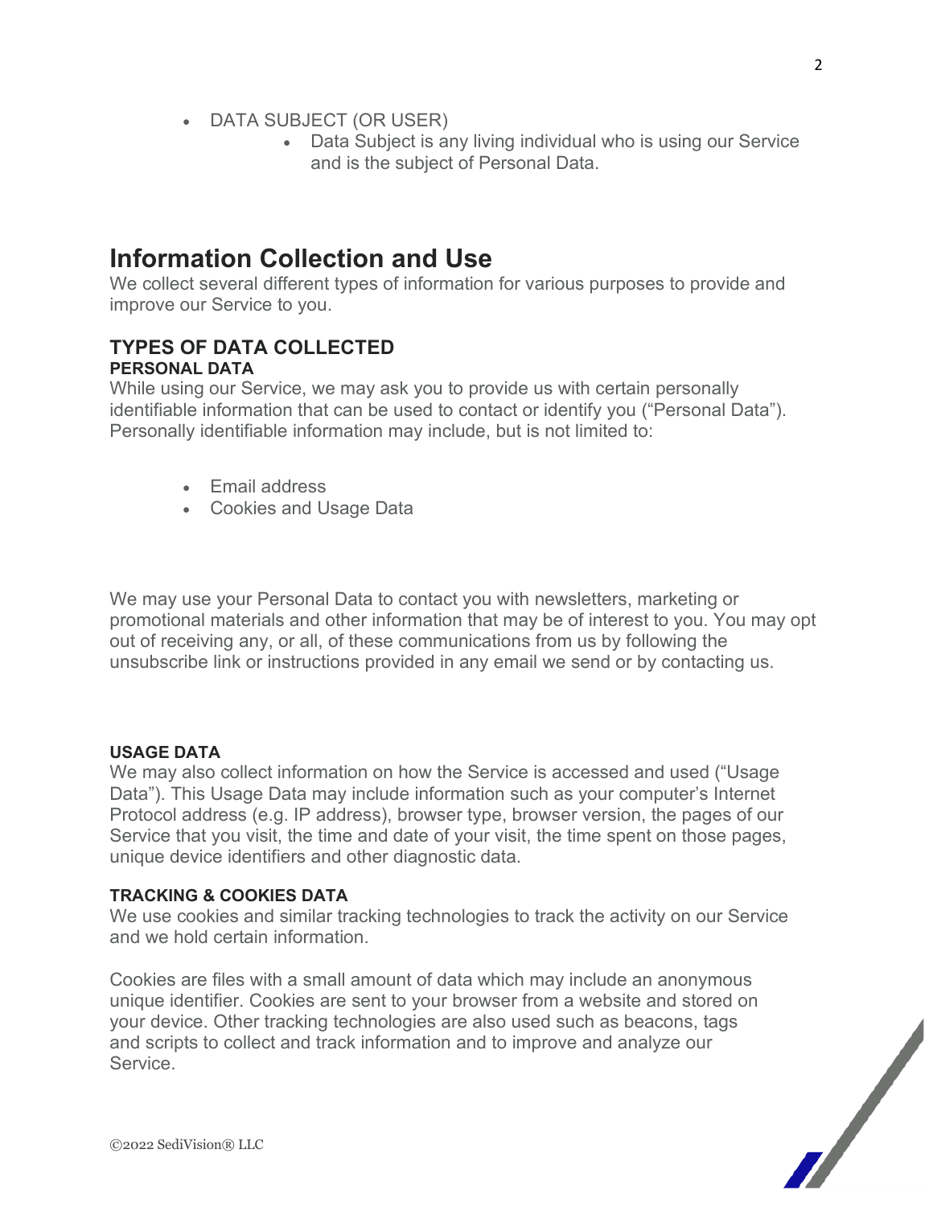- DATA SUBJECT (OR USER)
    - Data Subject is any living individual who is using our Service and is the subject of Personal Data.

# Information Collection and Use

We collect several different types of information for various purposes to provide and improve our Service to you.

## TYPES OF DATA COLLECTED

### PERSONAL DATA

While using our Service, we may ask you to provide us with certain personally identifiable information that can be used to contact or identify you ("Personal Data"). Personally identifiable information may include, but is not limited to:

- Email address
- Cookies and Usage Data

We may use your Personal Data to contact you with newsletters, marketing or promotional materials and other information that may be of interest to you. You may opt out of receiving any, or all, of these communications from us by following the unsubscribe link or instructions provided in any email we send or by contacting us.

### USAGE DATA

We may also collect information on how the Service is accessed and used ("Usage Data"). This Usage Data may include information such as your computer's Internet Protocol address (e.g. IP address), browser type, browser version, the pages of our Service that you visit, the time and date of your visit, the time spent on those pages, unique device identifiers and other diagnostic data.

### TRACKING & COOKIES DATA

We use cookies and similar tracking technologies to track the activity on our Service and we hold certain information.

Cookies are files with a small amount of data which may include an anonymous unique identifier. Cookies are sent to your browser from a website and stored on your device. Other tracking technologies are also used such as beacons, tags and scripts to collect and track information and to improve and analyze our Service.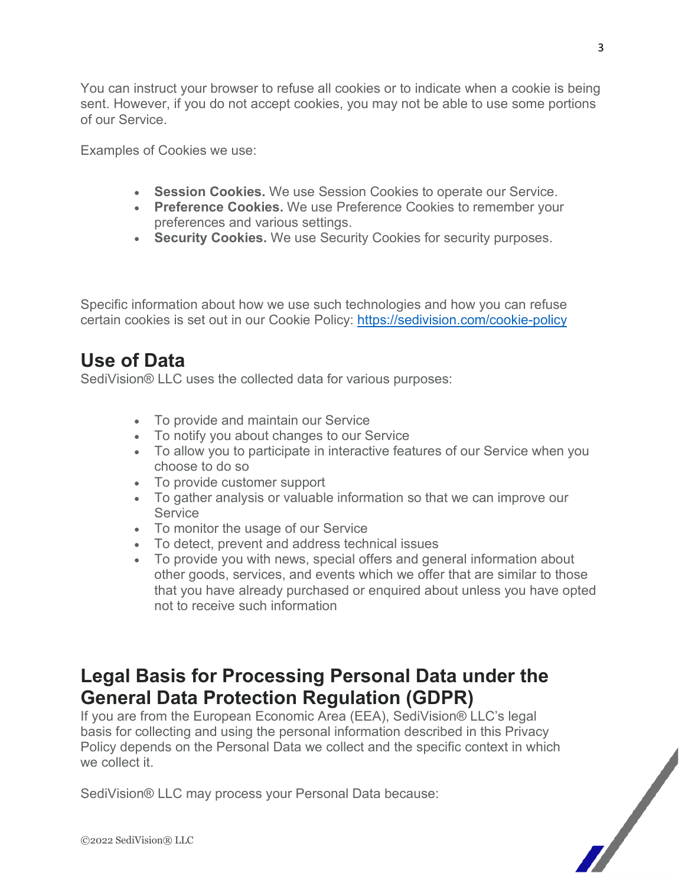You can instruct your browser to refuse all cookies or to indicate when a cookie is being sent. However, if you do not accept cookies, you may not be able to use some portions of our Service.

Examples of Cookies we use:

- **Session Cookies.** We use Session Cookies to operate our Service.
- **Preference Cookies.** We use Preference Cookies to remember your preferences and various settings.
- **Security Cookies.** We use Security Cookies for security purposes.

Specific information about how we use such technologies and how you can refuse certain cookies is set out in our Cookie Policy: [https://sedivision.com/cookie-policy](https://sedivision.com/cookie-policy)

## Use of Data

SediVision® LLC uses the collected data for various purposes:

- To provide and maintain our Service
- To notify you about changes to our Service
- To allow you to participate in interactive features of our Service when you choose to do so
- To provide customer support
- To gather analysis or valuable information so that we can improve our Service
- To monitor the usage of our Service
- To detect, prevent and address technical issues
- To provide you with news, special offers and general information about other goods, services, and events which we offer that are similar to those that you have already purchased or enquired about unless you have opted not to receive such information

## Legal Basis for Processing Personal Data under the General Data Protection Regulation (GDPR)

If you are from the European Economic Area (EEA), SediVision® LLC's legal basis for collecting and using the personal information described in this Privacy Policy depends on the Personal Data we collect and the specific context in which we collect it.

SediVision® LLC may process your Personal Data because: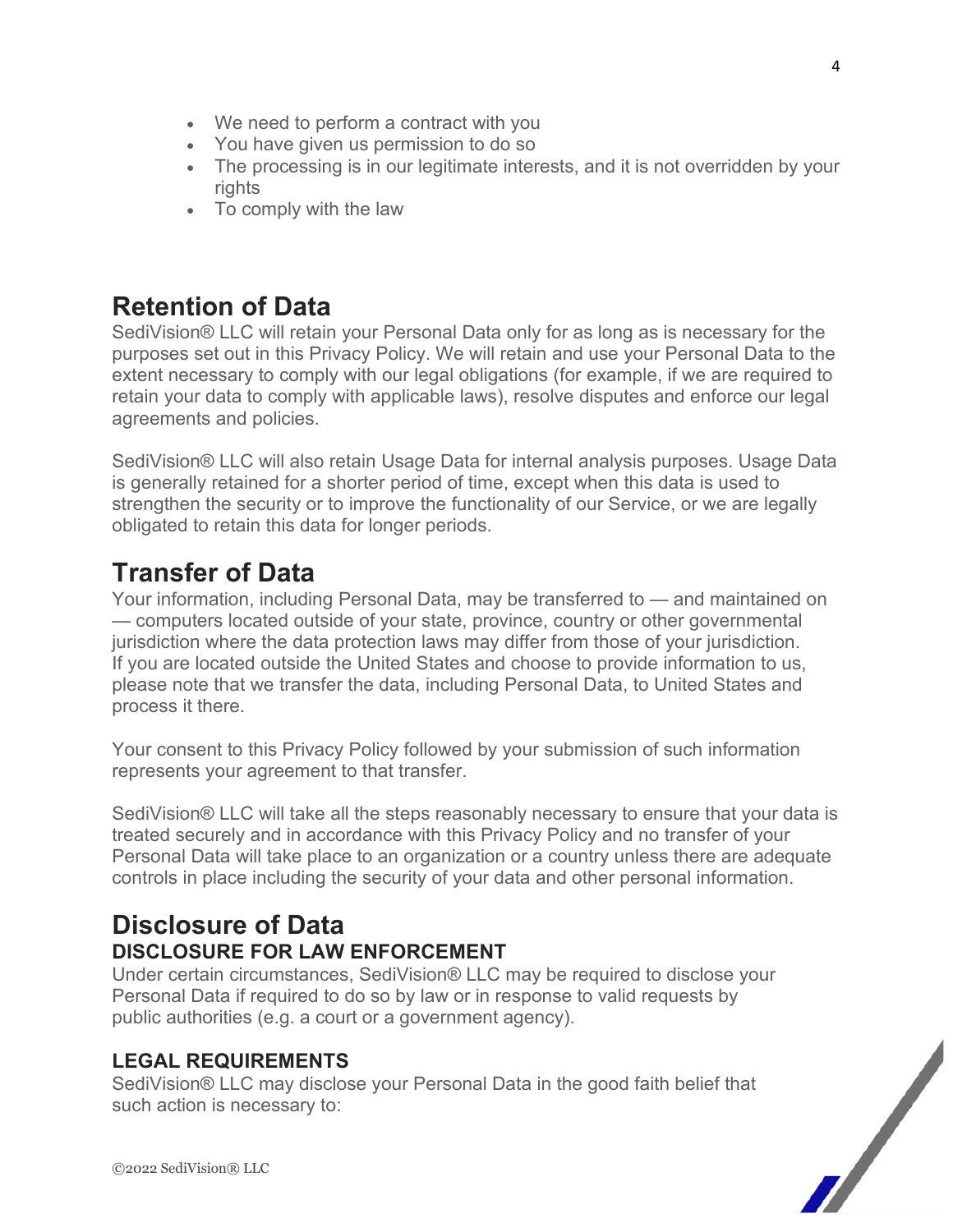- We need to perform a contract with you
- You have given us permission to do so
- The processing is in our legitimate interests, and it is not overridden by your rights
- To comply with the law

## Retention of Data

SediVision® LLC will retain your Personal Data only for as long as is necessary for the purposes set out in this Privacy Policy. We will retain and use your Personal Data to the extent necessary to comply with our legal obligations (for example, if we are required to retain your data to comply with applicable laws), resolve disputes and enforce our legal agreements and policies.

SediVision® LLC will also retain Usage Data for internal analysis purposes. Usage Data is generally retained for a shorter period of time, except when this data is used to strengthen the security or to improve the functionality of our Service, or we are legally obligated to retain this data for longer periods.

## Transfer of Data

Your information, including Personal Data, may be transferred to — and maintained on — computers located outside of your state, province, country or other governmental jurisdiction where the data protection laws may differ from those of your jurisdiction. If you are located outside the United States and choose to provide information to us, please note that we transfer the data, including Personal Data, to United States and process it there.

Your consent to this Privacy Policy followed by your submission of such information represents your agreement to that transfer.

SediVision® LLC will take all the steps reasonably necessary to ensure that your data is treated securely and in accordance with this Privacy Policy and no transfer of your Personal Data will take place to an organization or a country unless there are adequate controls in place including the security of your data and other personal information.

## Disclosure of Data

### DISCLOSURE FOR LAW ENFORCEMENT

Under certain circumstances, SediVision® LLC may be required to disclose your Personal Data if required to do so by law or in response to valid requests by public authorities (e.g. a court or a government agency).

### LEGAL REQUIREMENTS

SediVision® LLC may disclose your Personal Data in the good faith belief that such action is necessary to: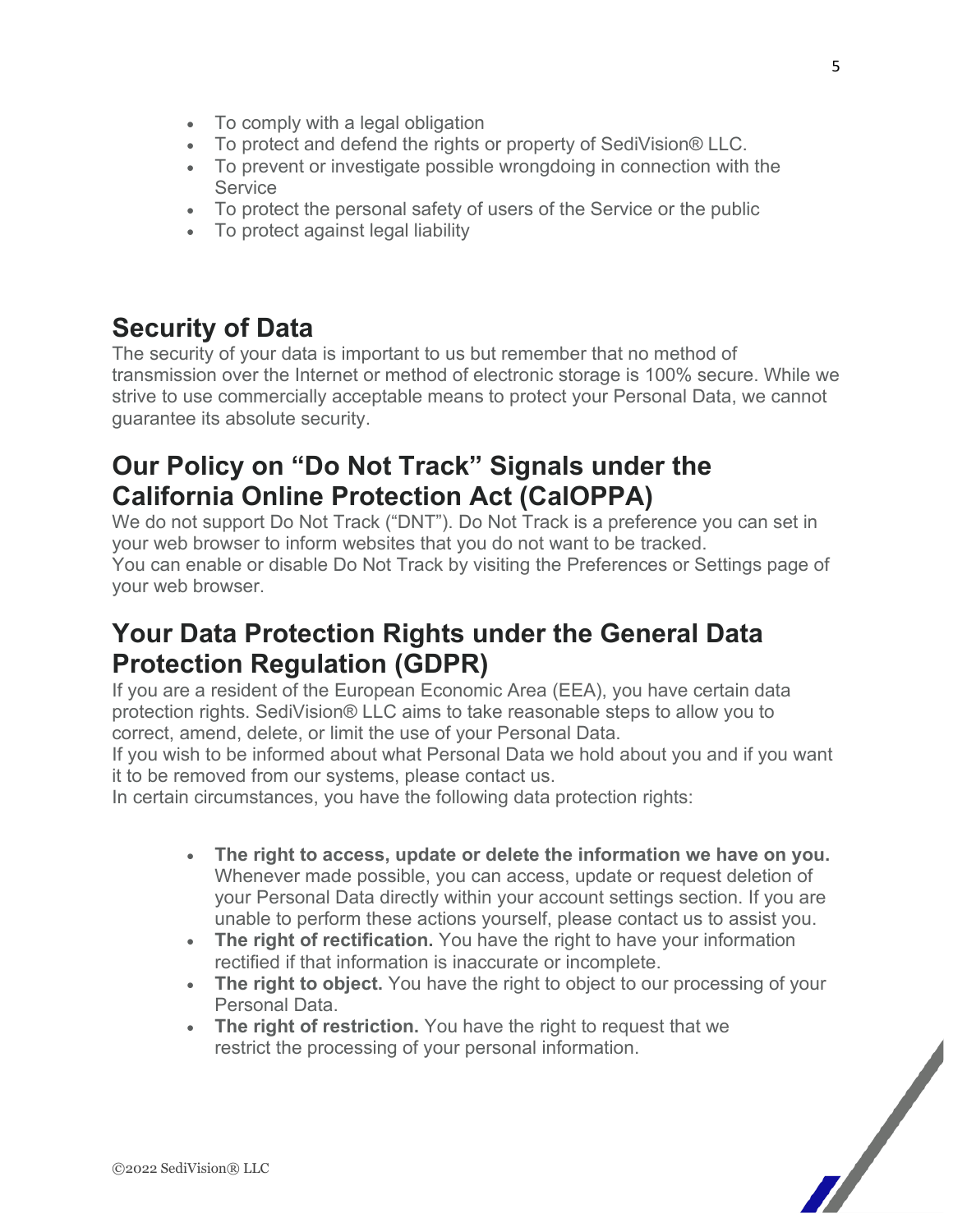- To comply with a legal obligation
- To protect and defend the rights or property of SediVision® LLC.
- To prevent or investigate possible wrongdoing in connection with the Service
- To protect the personal safety of users of the Service or the public
- To protect against legal liability

## Security of Data

The security of your data is important to us but remember that no method of transmission over the Internet or method of electronic storage is 100% secure. While we strive to use commercially acceptable means to protect your Personal Data, we cannot guarantee its absolute security.

## Our Policy on "Do Not Track" Signals under the California Online Protection Act (CalOPPA)

We do not support Do Not Track ("DNT"). Do Not Track is a preference you can set in your web browser to inform websites that you do not want to be tracked.
You can enable or disable Do Not Track by visiting the Preferences or Settings page of your web browser.

## Your Data Protection Rights under the General Data Protection Regulation (GDPR)

If you are a resident of the European Economic Area (EEA), you have certain data protection rights. SediVision® LLC aims to take reasonable steps to allow you to correct, amend, delete, or limit the use of your Personal Data.
If you wish to be informed about what Personal Data we hold about you and if you want it to be removed from our systems, please contact us.
In certain circumstances, you have the following data protection rights:

- **The right to access, update or delete the information we have on you.** Whenever made possible, you can access, update or request deletion of your Personal Data directly within your account settings section. If you are unable to perform these actions yourself, please contact us to assist you.
- **The right of rectification.** You have the right to have your information rectified if that information is inaccurate or incomplete.
- **The right to object.** You have the right to object to our processing of your Personal Data.
- **The right of restriction.** You have the right to request that we restrict the processing of your personal information.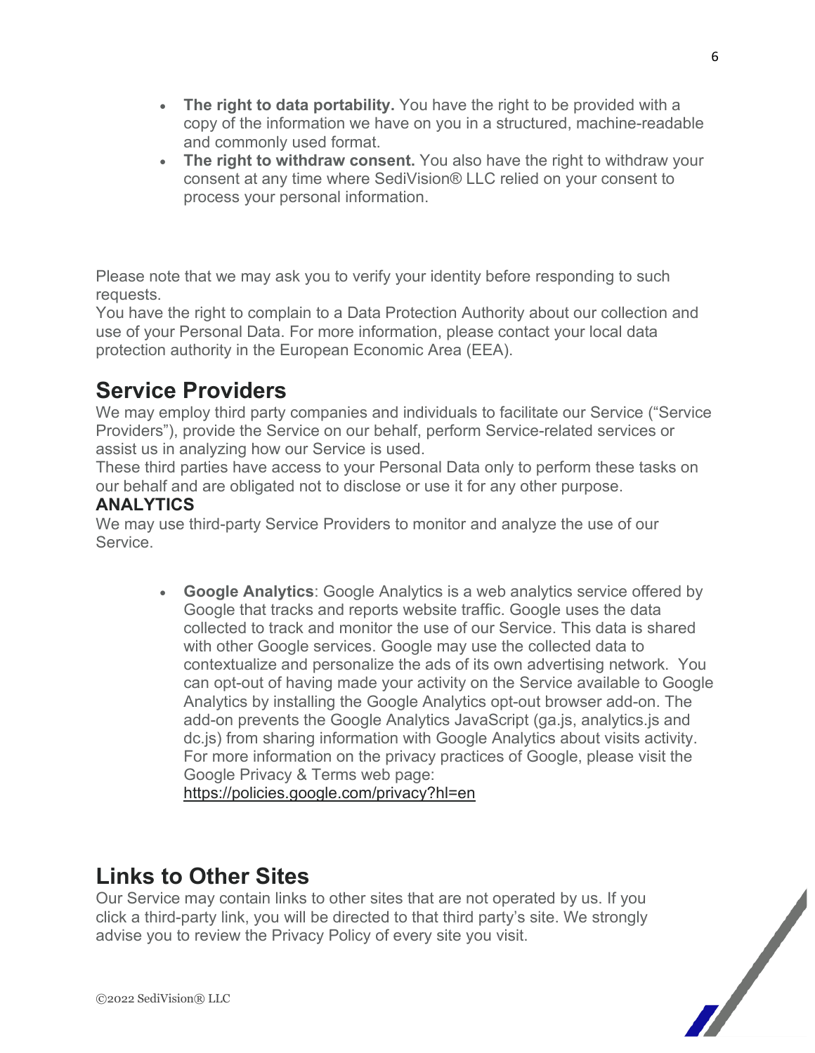- **The right to data portability.** You have the right to be provided with a copy of the information we have on you in a structured, machine-readable and commonly used format.
- **The right to withdraw consent.** You also have the right to withdraw your consent at any time where SediVision® LLC relied on your consent to process your personal information.

Please note that we may ask you to verify your identity before responding to such requests.
You have the right to complain to a Data Protection Authority about our collection and use of your Personal Data. For more information, please contact your local data protection authority in the European Economic Area (EEA).

## Service Providers

We may employ third party companies and individuals to facilitate our Service ("Service Providers"), provide the Service on our behalf, perform Service-related services or assist us in analyzing how our Service is used.
These third parties have access to your Personal Data only to perform these tasks on our behalf and are obligated not to disclose or use it for any other purpose.

### ANALYTICS

We may use third-party Service Providers to monitor and analyze the use of our Service.

- **Google Analytics**: Google Analytics is a web analytics service offered by Google that tracks and reports website traffic. Google uses the data collected to track and monitor the use of our Service. This data is shared with other Google services. Google may use the collected data to contextualize and personalize the ads of its own advertising network. You can opt-out of having made your activity on the Service available to Google Analytics by installing the Google Analytics opt-out browser add-on. The add-on prevents the Google Analytics JavaScript (ga.js, analytics.js and dc.js) from sharing information with Google Analytics about visits activity. For more information on the privacy practices of Google, please visit the Google Privacy & Terms web page: https://policies.google.com/privacy?hl=en

## Links to Other Sites

Our Service may contain links to other sites that are not operated by us. If you click a third-party link, you will be directed to that third party's site. We strongly advise you to review the Privacy Policy of every site you visit.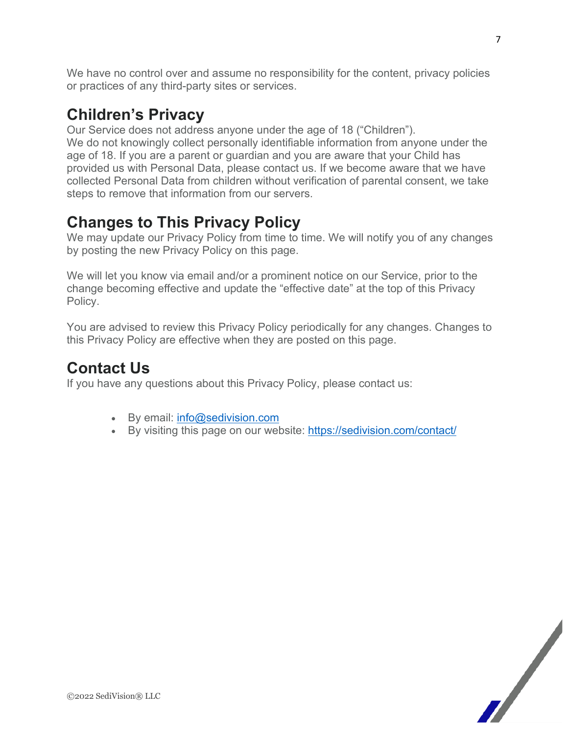We have no control over and assume no responsibility for the content, privacy policies or practices of any third-party sites or services.

## Children's Privacy

Our Service does not address anyone under the age of 18 ("Children").
We do not knowingly collect personally identifiable information from anyone under the age of 18. If you are a parent or guardian and you are aware that your Child has provided us with Personal Data, please contact us. If we become aware that we have collected Personal Data from children without verification of parental consent, we take steps to remove that information from our servers.

## Changes to This Privacy Policy

We may update our Privacy Policy from time to time. We will notify you of any changes by posting the new Privacy Policy on this page.

We will let you know via email and/or a prominent notice on our Service, prior to the change becoming effective and update the "effective date" at the top of this Privacy Policy.

You are advised to review this Privacy Policy periodically for any changes. Changes to this Privacy Policy are effective when they are posted on this page.

## Contact Us

If you have any questions about this Privacy Policy, please contact us:

- By email: info@sedivision.com
- By visiting this page on our website: https://sedivision.com/contact/

©2022 SediVision® LLC